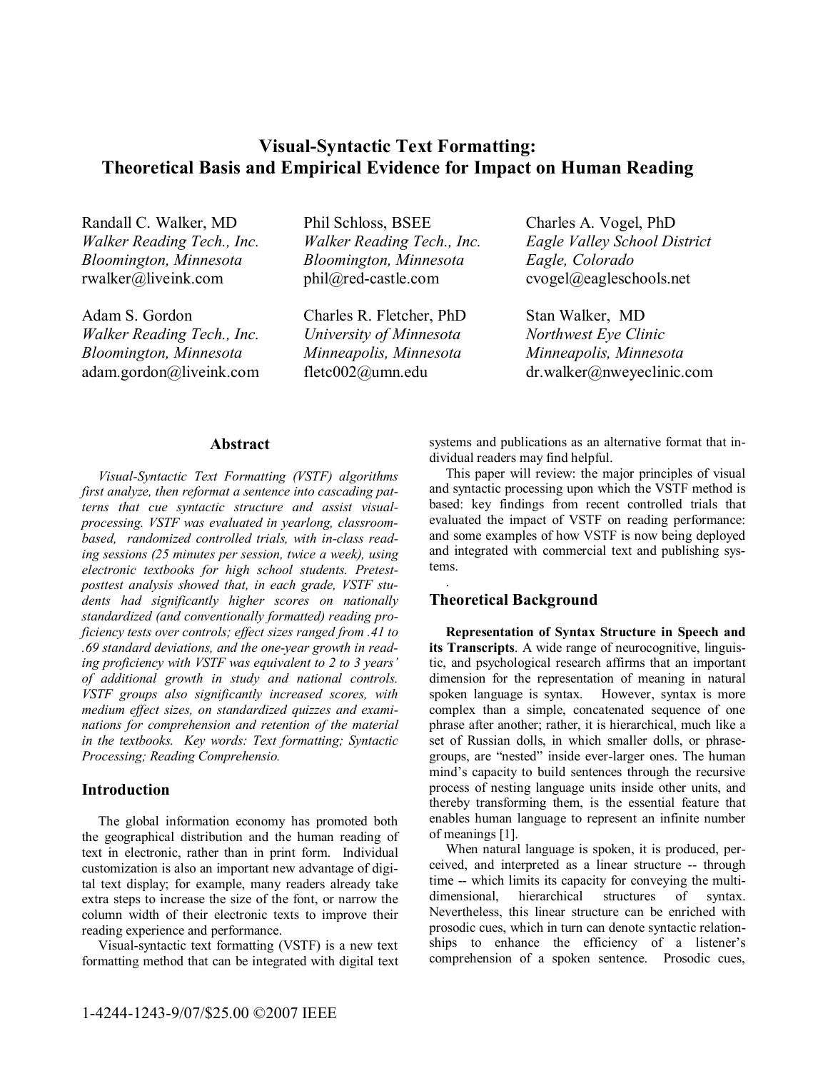# Visual-Syntactic Text Formatting: Theoretical Basis and Empirical Evidence for Impact on Human Reading

Randall C. Walker, MD
*Walker Reading Tech., Inc.*
*Bloomington, Minnesota*
rwalker@liveink.com

Phil Schloss, BSEE
*Walker Reading Tech., Inc.*
*Bloomington, Minnesota*
phil@red-castle.com

Charles A. Vogel, PhD
*Eagle Valley School District*
*Eagle, Colorado*
cvogel@eagleschools.net

Adam S. Gordon
*Walker Reading Tech., Inc.*
*Bloomington, Minnesota*
adam.gordon@liveink.com

Charles R. Fletcher, PhD
*University of Minnesota*
*Minneapolis, Minnesota*
fletc002@umn.edu

Stan Walker, MD
*Northwest Eye Clinic*
*Minneapolis, Minnesota*
dr.walker@nweyeclinic.com

## Abstract

*Visual-Syntactic Text Formatting (VSTF) algorithms first analyze, then reformat a sentence into cascading patterns that cue syntactic structure and assist visual-processing. VSTF was evaluated in yearlong, classroom-based, randomized controlled trials, with in-class reading sessions (25 minutes per session, twice a week), using electronic textbooks for high school students. Pretest-posttest analysis showed that, in each grade, VSTF students had significantly higher scores on nationally standardized (and conventionally formatted) reading proficiency tests over controls; effect sizes ranged from .41 to .69 standard deviations, and the one-year growth in reading proficiency with VSTF was equivalent to 2 to 3 years' of additional growth in study and national controls. VSTF groups also significantly increased scores, with medium effect sizes, on standardized quizzes and examinations for comprehension and retention of the material in the textbooks. Key words: Text formatting; Syntactic Processing; Reading Comprehensio.*

## Introduction

The global information economy has promoted both the geographical distribution and the human reading of text in electronic, rather than in print form. Individual customization is also an important new advantage of digital text display; for example, many readers already take extra steps to increase the size of the font, or narrow the column width of their electronic texts to improve their reading experience and performance.

Visual-syntactic text formatting (VSTF) is a new text formatting method that can be integrated with digital text systems and publications as an alternative format that individual readers may find helpful.

This paper will review: the major principles of visual and syntactic processing upon which the VSTF method is based: key findings from recent controlled trials that evaluated the impact of VSTF on reading performance: and some examples of how VSTF is now being deployed and integrated with commercial text and publishing systems.

.

## Theoretical Background

**Representation of Syntax Structure in Speech and its Transcripts**. A wide range of neurocognitive, linguistic, and psychological research affirms that an important dimension for the representation of meaning in natural spoken language is syntax. However, syntax is more complex than a simple, concatenated sequence of one phrase after another; rather, it is hierarchical, much like a set of Russian dolls, in which smaller dolls, or phrase-groups, are "nested" inside ever-larger ones. The human mind's capacity to build sentences through the recursive process of nesting language units inside other units, and thereby transforming them, is the essential feature that enables human language to represent an infinite number of meanings [1].

When natural language is spoken, it is produced, perceived, and interpreted as a linear structure -- through time -- which limits its capacity for conveying the multi-dimensional, hierarchical structures of syntax. Nevertheless, this linear structure can be enriched with prosodic cues, which in turn can denote syntactic relationships to enhance the efficiency of a listener's comprehension of a spoken sentence. Prosodic cues,

1-4244-1243-9/07/$25.00 ©2007 IEEE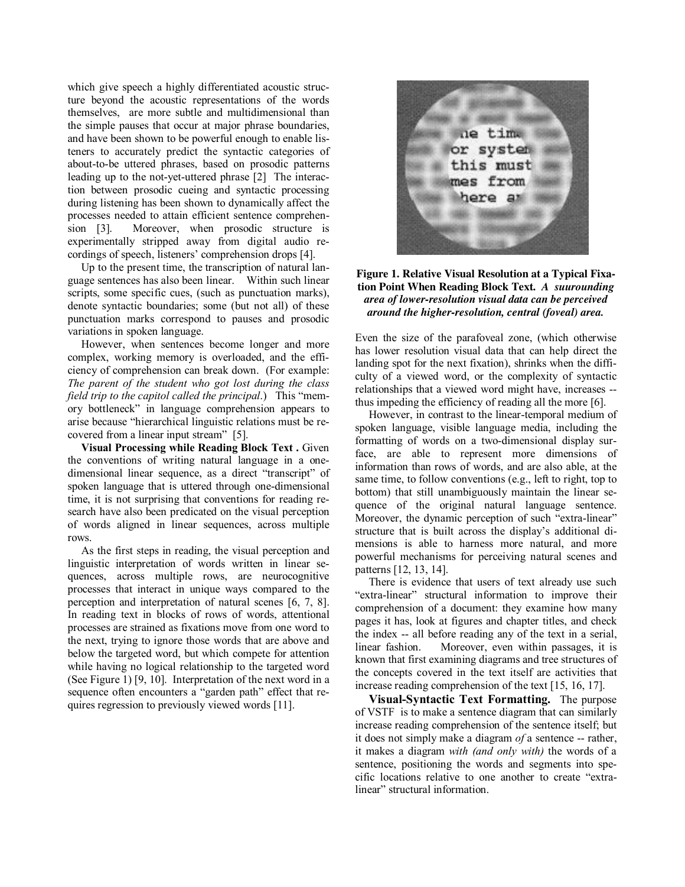which give speech a highly differentiated acoustic structure beyond the acoustic representations of the words themselves, are more subtle and multidimensional than the simple pauses that occur at major phrase boundaries, and have been shown to be powerful enough to enable listeners to accurately predict the syntactic categories of about-to-be uttered phrases, based on prosodic patterns leading up to the not-yet-uttered phrase [2] The interaction between prosodic cueing and syntactic processing during listening has been shown to dynamically affect the processes needed to attain efficient sentence comprehension [3]. Moreover, when prosodic structure is experimentally stripped away from digital audio recordings of speech, listeners' comprehension drops [4].

Up to the present time, the transcription of natural language sentences has also been linear. Within such linear scripts, some specific cues, (such as punctuation marks), denote syntactic boundaries; some (but not all) of these punctuation marks correspond to pauses and prosodic variations in spoken language.

However, when sentences become longer and more complex, working memory is overloaded, and the efficiency of comprehension can break down. (For example: *The parent of the student who got lost during the class field trip to the capitol called the principal*.) This "memory bottleneck" in language comprehension appears to arise because "hierarchical linguistic relations must be recovered from a linear input stream" [5].

**Visual Processing while Reading Block Text .** Given the conventions of writing natural language in a one-dimensional linear sequence, as a direct "transcript" of spoken language that is uttered through one-dimensional time, it is not surprising that conventions for reading research have also been predicated on the visual perception of words aligned in linear sequences, across multiple rows.

As the first steps in reading, the visual perception and linguistic interpretation of words written in linear sequences, across multiple rows, are neurocognitive processes that interact in unique ways compared to the perception and interpretation of natural scenes [6, 7, 8]. In reading text in blocks of rows of words, attentional processes are strained as fixations move from one word to the next, trying to ignore those words that are above and below the targeted word, but which compete for attention while having no logical relationship to the targeted word (See Figure 1) [9, 10]. Interpretation of the next word in a sequence often encounters a "garden path" effect that requires regression to previously viewed words [11].

**Figure 1. Relative Visual Resolution at a Typical Fixation Point When Reading Block Text.** ***A suurounding area of lower-resolution visual data can be perceived around the higher-resolution, central (foveal) area.***

Even the size of the parafoveal zone, (which otherwise has lower resolution visual data that can help direct the landing spot for the next fixation), shrinks when the difficulty of a viewed word, or the complexity of syntactic relationships that a viewed word might have, increases -- thus impeding the efficiency of reading all the more [6].

However, in contrast to the linear-temporal medium of spoken language, visible language media, including the formatting of words on a two-dimensional display surface, are able to represent more dimensions of information than rows of words, and are also able, at the same time, to follow conventions (e.g., left to right, top to bottom) that still unambiguously maintain the linear sequence of the original natural language sentence. Moreover, the dynamic perception of such "extra-linear" structure that is built across the display's additional dimensions is able to harness more natural, and more powerful mechanisms for perceiving natural scenes and patterns [12, 13, 14].

There is evidence that users of text already use such "extra-linear" structural information to improve their comprehension of a document: they examine how many pages it has, look at figures and chapter titles, and check the index -- all before reading any of the text in a serial, linear fashion. Moreover, even within passages, it is known that first examining diagrams and tree structures of the concepts covered in the text itself are activities that increase reading comprehension of the text [15, 16, 17].

**Visual-Syntactic Text Formatting.** The purpose of VSTF is to make a sentence diagram that can similarly increase reading comprehension of the sentence itself; but it does not simply make a diagram *of* a sentence -- rather, it makes a diagram *with (and only with)* the words of a sentence, positioning the words and segments into specific locations relative to one another to create "extra-linear" structural information.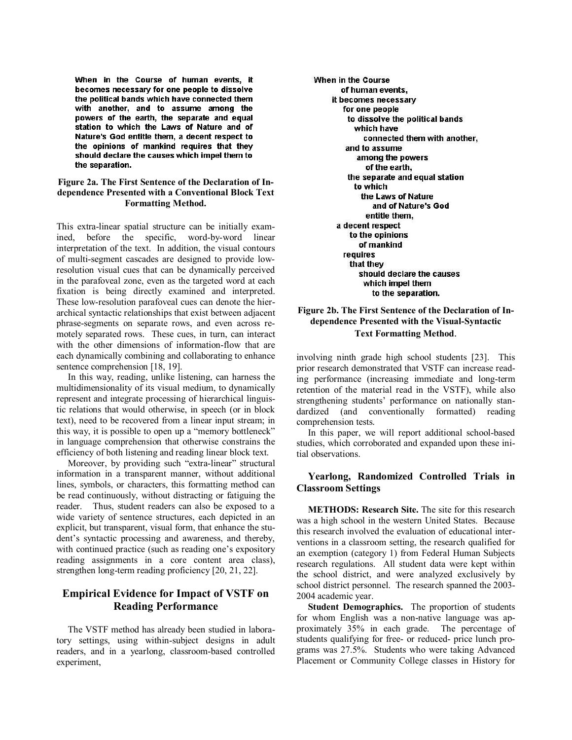When in the Course of human events, it becomes necessary for one people to dissolve the political bands which have connected them with another, and to assume among the powers of the earth, the separate and equal station to which the Laws of Nature and of Nature's God entitle them, a decent respect to the opinions of mankind requires that they should declare the causes which impel them to the separation.

**Figure 2a. The First Sentence of the Declaration of Independence Presented with a Conventional Block Text Formatting Method.**

This extra-linear spatial structure can be initially examined, before the specific, word-by-word linear interpretation of the text. In addition, the visual contours of multi-segment cascades are designed to provide low-resolution visual cues that can be dynamically perceived in the parafoveal zone, even as the targeted word at each fixation is being directly examined and interpreted. These low-resolution parafoveal cues can denote the hierarchical syntactic relationships that exist between adjacent phrase-segments on separate rows, and even across remotely separated rows. These cues, in turn, can interact with the other dimensions of information-flow that are each dynamically combining and collaborating to enhance sentence comprehension [18, 19].

In this way, reading, unlike listening, can harness the multidimensionality of its visual medium, to dynamically represent and integrate processing of hierarchical linguistic relations that would otherwise, in speech (or in block text), need to be recovered from a linear input stream; in this way, it is possible to open up a "memory bottleneck" in language comprehension that otherwise constrains the efficiency of both listening and reading linear block text.

Moreover, by providing such "extra-linear" structural information in a transparent manner, without additional lines, symbols, or characters, this formatting method can be read continuously, without distracting or fatiguing the reader. Thus, student readers can also be exposed to a wide variety of sentence structures, each depicted in an explicit, but transparent, visual form, that enhance the student's syntactic processing and awareness, and thereby, with continued practice (such as reading one's expository reading assignments in a core content area class), strengthen long-term reading proficiency [20, 21, 22].

## Empirical Evidence for Impact of VSTF on Reading Performance

The VSTF method has already been studied in laboratory settings, using within-subject designs in adult readers, and in a yearlong, classroom-based controlled experiment,

```
When in the Course
      of human events,
    it becomes necessary
       for one people
         to dissolve the political bands
           which have
              connected them with another,
        and to assume
           among the powers
              of the earth,
         the separate and equal station
           to which
             the Laws of Nature
                 and of Nature's God
               entitle them,
     a decent respect
        to the opinions
          of mankind
       requires
         that they
            should declare the causes
              which impel them
                 to the separation.
```

**Figure 2b. The First Sentence of the Declaration of Independence Presented with the Visual-Syntactic Text Formatting Method.**

involving ninth grade high school students [23]. This prior research demonstrated that VSTF can increase reading performance (increasing immediate and long-term retention of the material read in the VSTF), while also strengthening students' performance on nationally standardized (and conventionally formatted) reading comprehension tests.

In this paper, we will report additional school-based studies, which corroborated and expanded upon these initial observations.

## Yearlong, Randomized Controlled Trials in Classroom Settings

**METHODS: Research Site.** The site for this research was a high school in the western United States. Because this research involved the evaluation of educational interventions in a classroom setting, the research qualified for an exemption (category 1) from Federal Human Subjects research regulations. All student data were kept within the school district, and were analyzed exclusively by school district personnel. The research spanned the 2003-2004 academic year.

**Student Demographics.** The proportion of students for whom English was a non-native language was approximately 35% in each grade. The percentage of students qualifying for free- or reduced- price lunch programs was 27.5%. Students who were taking Advanced Placement or Community College classes in History for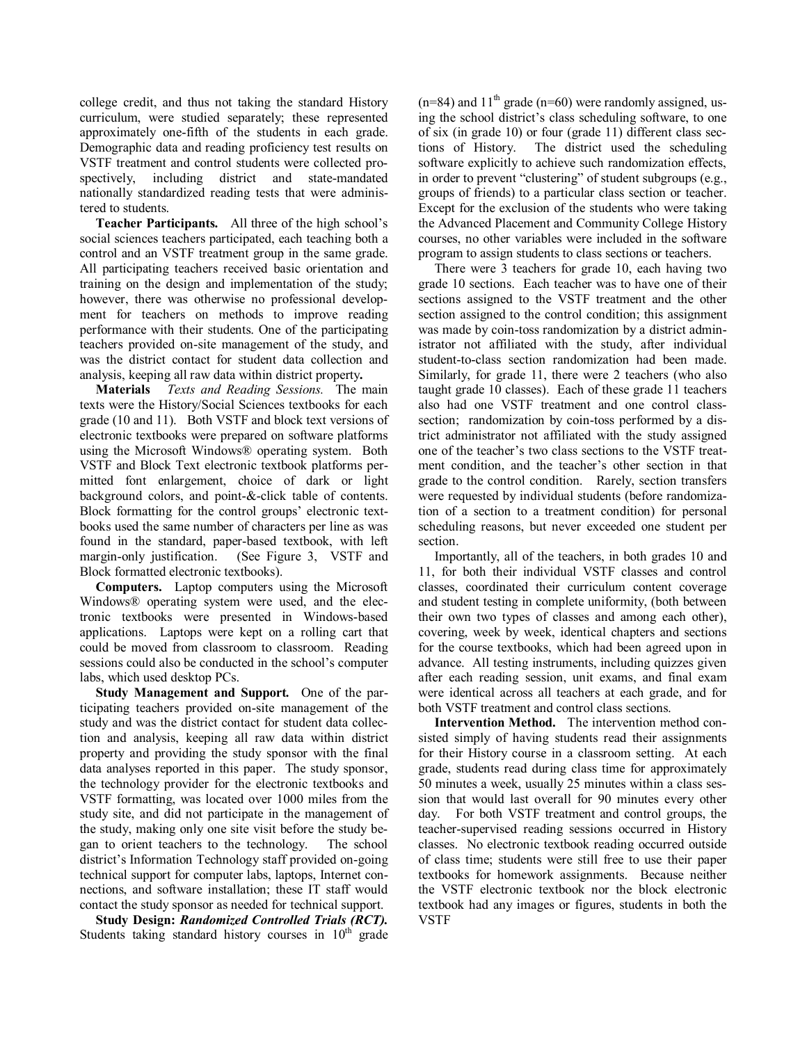college credit, and thus not taking the standard History curriculum, were studied separately; these represented approximately one-fifth of the students in each grade. Demographic data and reading proficiency test results on VSTF treatment and control students were collected prospectively, including district and state-mandated nationally standardized reading tests that were administered to students.

**Teacher Participants.** All three of the high school's social sciences teachers participated, each teaching both a control and an VSTF treatment group in the same grade. All participating teachers received basic orientation and training on the design and implementation of the study; however, there was otherwise no professional development for teachers on methods to improve reading performance with their students. One of the participating teachers provided on-site management of the study, and was the district contact for student data collection and analysis, keeping all raw data within district property**.**

**Materials** *Texts and Reading Sessions.* The main texts were the History/Social Sciences textbooks for each grade (10 and 11). Both VSTF and block text versions of electronic textbooks were prepared on software platforms using the Microsoft Windows® operating system. Both VSTF and Block Text electronic textbook platforms permitted font enlargement, choice of dark or light background colors, and point-&-click table of contents. Block formatting for the control groups' electronic textbooks used the same number of characters per line as was found in the standard, paper-based textbook, with left margin-only justification. (See Figure 3, VSTF and Block formatted electronic textbooks).

**Computers.** Laptop computers using the Microsoft Windows® operating system were used, and the electronic textbooks were presented in Windows-based applications. Laptops were kept on a rolling cart that could be moved from classroom to classroom. Reading sessions could also be conducted in the school's computer labs, which used desktop PCs.

**Study Management and Support.** One of the participating teachers provided on-site management of the study and was the district contact for student data collection and analysis, keeping all raw data within district property and providing the study sponsor with the final data analyses reported in this paper. The study sponsor, the technology provider for the electronic textbooks and VSTF formatting, was located over 1000 miles from the study site, and did not participate in the management of the study, making only one site visit before the study began to orient teachers to the technology. The school district's Information Technology staff provided on-going technical support for computer labs, laptops, Internet connections, and software installation; these IT staff would contact the study sponsor as needed for technical support.

**Study Design:** ***Randomized Controlled Trials (RCT).*** Students taking standard history courses in 10th grade (n=84) and 11th grade (n=60) were randomly assigned, using the school district's class scheduling software, to one of six (in grade 10) or four (grade 11) different class sections of History. The district used the scheduling software explicitly to achieve such randomization effects, in order to prevent "clustering" of student subgroups (e.g., groups of friends) to a particular class section or teacher. Except for the exclusion of the students who were taking the Advanced Placement and Community College History courses, no other variables were included in the software program to assign students to class sections or teachers.

There were 3 teachers for grade 10, each having two grade 10 sections. Each teacher was to have one of their sections assigned to the VSTF treatment and the other section assigned to the control condition; this assignment was made by coin-toss randomization by a district administrator not affiliated with the study, after individual student-to-class section randomization had been made. Similarly, for grade 11, there were 2 teachers (who also taught grade 10 classes). Each of these grade 11 teachers also had one VSTF treatment and one control class-section; randomization by coin-toss performed by a district administrator not affiliated with the study assigned one of the teacher's two class sections to the VSTF treatment condition, and the teacher's other section in that grade to the control condition. Rarely, section transfers were requested by individual students (before randomization of a section to a treatment condition) for personal scheduling reasons, but never exceeded one student per section.

Importantly, all of the teachers, in both grades 10 and 11, for both their individual VSTF classes and control classes, coordinated their curriculum content coverage and student testing in complete uniformity, (both between their own two types of classes and among each other), covering, week by week, identical chapters and sections for the course textbooks, which had been agreed upon in advance. All testing instruments, including quizzes given after each reading session, unit exams, and final exam were identical across all teachers at each grade, and for both VSTF treatment and control class sections.

**Intervention Method.** The intervention method consisted simply of having students read their assignments for their History course in a classroom setting. At each grade, students read during class time for approximately 50 minutes a week, usually 25 minutes within a class session that would last overall for 90 minutes every other day. For both VSTF treatment and control groups, the teacher-supervised reading sessions occurred in History classes. No electronic textbook reading occurred outside of class time; students were still free to use their paper textbooks for homework assignments. Because neither the VSTF electronic textbook nor the block electronic textbook had any images or figures, students in both the VSTF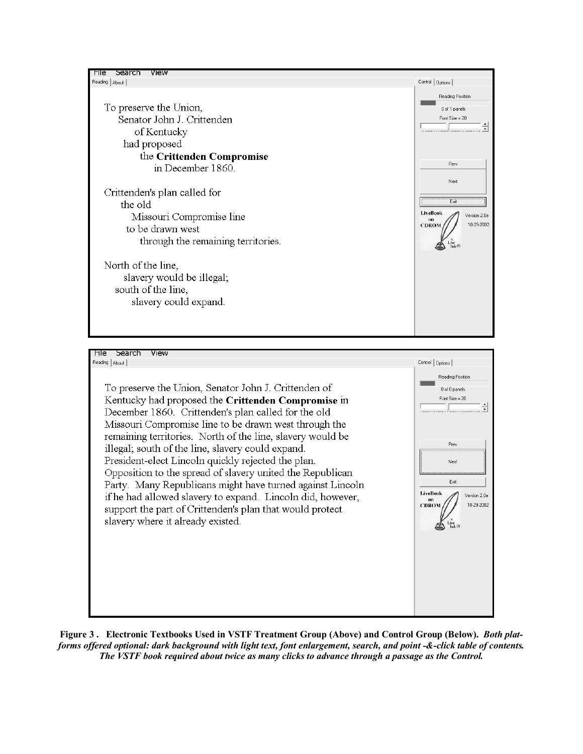File Search View

Reading | About

To preserve the Union,
Senator John J. Crittenden
of Kentucky
had proposed
the **Crittenden Compromise**
in December 1860.

Crittenden's plan called for
the old
Missouri Compromise line
to be drawn west
through the remaining territories.

North of the line,
slavery would be illegal;
south of the line,
slavery could expand.

Control | Options

Reading Position

0 of 1 panels

Font Size = 20

Prev

Next

Exit

LiveBook on CDROM Version 2.0e 10-29-2002

---

File Search View

Reading | About

To preserve the Union, Senator John J. Crittenden of Kentucky had proposed the **Crittenden Compromise** in December 1860. Crittenden's plan called for the old Missouri Compromise line to be drawn west through the remaining territories. North of the line, slavery would be illegal; south of the line, slavery could expand. President-elect Lincoln quickly rejected the plan. Opposition to the spread of slavery united the Republican Party. Many Republicans might have turned against Lincoln if he had allowed slavery to expand. Lincoln did, however, support the part of Crittenden's plan that would protect slavery where it already existed.

Control | Options

Reading Position

0 of 0 panels

Font Size = 20

Prev

Next

Exit

LiveBook on CDROM Version 2.0e 10-29-2002

**Figure 3 . Electronic Textbooks Used in VSTF Treatment Group (Above) and Control Group (Below).** ***Both platforms offered optional: dark background with light text, font enlargement, search, and point -&-click table of contents. The VSTF book required about twice as many clicks to advance through a passage as the Control.***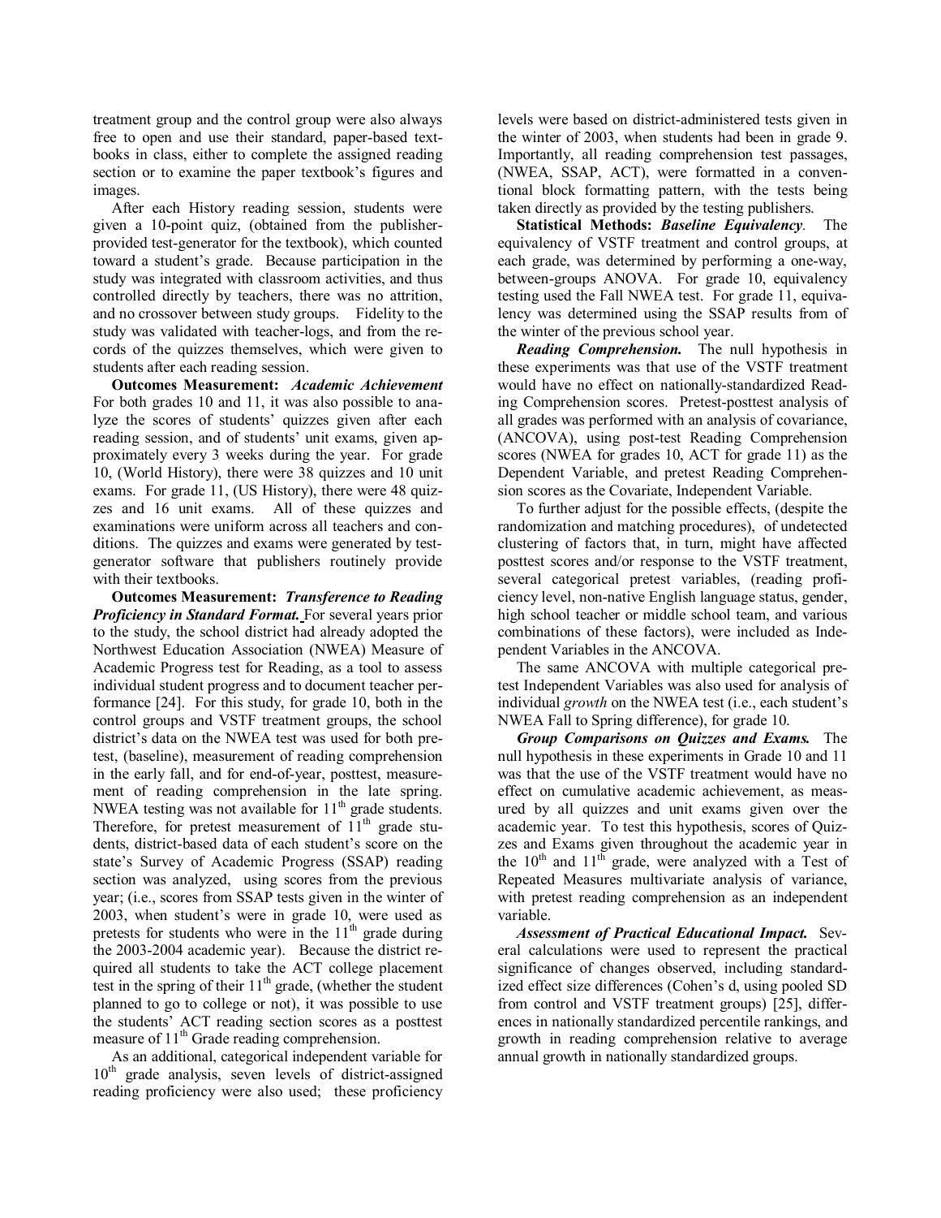treatment group and the control group were also always free to open and use their standard, paper-based textbooks in class, either to complete the assigned reading section or to examine the paper textbook's figures and images.

After each History reading session, students were given a 10-point quiz, (obtained from the publisher-provided test-generator for the textbook), which counted toward a student's grade. Because participation in the study was integrated with classroom activities, and thus controlled directly by teachers, there was no attrition, and no crossover between study groups. Fidelity to the study was validated with teacher-logs, and from the records of the quizzes themselves, which were given to students after each reading session.

**Outcomes Measurement:** ***Academic Achievement*** For both grades 10 and 11, it was also possible to analyze the scores of students' quizzes given after each reading session, and of students' unit exams, given approximately every 3 weeks during the year. For grade 10, (World History), there were 38 quizzes and 10 unit exams. For grade 11, (US History), there were 48 quizzes and 16 unit exams. All of these quizzes and examinations were uniform across all teachers and conditions. The quizzes and exams were generated by test-generator software that publishers routinely provide with their textbooks.

**Outcomes Measurement:** ***Transference to Reading Proficiency in Standard Format.*** For several years prior to the study, the school district had already adopted the Northwest Education Association (NWEA) Measure of Academic Progress test for Reading, as a tool to assess individual student progress and to document teacher performance [24]. For this study, for grade 10, both in the control groups and VSTF treatment groups, the school district's data on the NWEA test was used for both pretest, (baseline), measurement of reading comprehension in the early fall, and for end-of-year, posttest, measurement of reading comprehension in the late spring. NWEA testing was not available for 11th grade students. Therefore, for pretest measurement of 11th grade students, district-based data of each student's score on the state's Survey of Academic Progress (SSAP) reading section was analyzed, using scores from the previous year; (i.e., scores from SSAP tests given in the winter of 2003, when student's were in grade 10, were used as pretests for students who were in the 11th grade during the 2003-2004 academic year). Because the district required all students to take the ACT college placement test in the spring of their 11th grade, (whether the student planned to go to college or not), it was possible to use the students' ACT reading section scores as a posttest measure of 11th Grade reading comprehension.

As an additional, categorical independent variable for 10th grade analysis, seven levels of district-assigned reading proficiency were also used; these proficiency levels were based on district-administered tests given in the winter of 2003, when students had been in grade 9. Importantly, all reading comprehension test passages, (NWEA, SSAP, ACT), were formatted in a conventional block formatting pattern, with the tests being taken directly as provided by the testing publishers.

**Statistical Methods:** ***Baseline Equivalency***. The equivalency of VSTF treatment and control groups, at each grade, was determined by performing a one-way, between-groups ANOVA. For grade 10, equivalency testing used the Fall NWEA test. For grade 11, equivalency was determined using the SSAP results from of the winter of the previous school year.

***Reading Comprehension.*** The null hypothesis in these experiments was that use of the VSTF treatment would have no effect on nationally-standardized Reading Comprehension scores. Pretest-posttest analysis of all grades was performed with an analysis of covariance, (ANCOVA), using post-test Reading Comprehension scores (NWEA for grades 10, ACT for grade 11) as the Dependent Variable, and pretest Reading Comprehension scores as the Covariate, Independent Variable.

To further adjust for the possible effects, (despite the randomization and matching procedures), of undetected clustering of factors that, in turn, might have affected posttest scores and/or response to the VSTF treatment, several categorical pretest variables, (reading proficiency level, non-native English language status, gender, high school teacher or middle school team, and various combinations of these factors), were included as Independent Variables in the ANCOVA.

The same ANCOVA with multiple categorical pretest Independent Variables was also used for analysis of individual *growth* on the NWEA test (i.e., each student's NWEA Fall to Spring difference), for grade 10.

***Group Comparisons on Quizzes and Exams.*** The null hypothesis in these experiments in Grade 10 and 11 was that the use of the VSTF treatment would have no effect on cumulative academic achievement, as measured by all quizzes and unit exams given over the academic year. To test this hypothesis, scores of Quizzes and Exams given throughout the academic year in the 10th and 11th grade, were analyzed with a Test of Repeated Measures multivariate analysis of variance, with pretest reading comprehension as an independent variable.

***Assessment of Practical Educational Impact.*** Several calculations were used to represent the practical significance of changes observed, including standardized effect size differences (Cohen's d, using pooled SD from control and VSTF treatment groups) [25], differences in nationally standardized percentile rankings, and growth in reading comprehension relative to average annual growth in nationally standardized groups.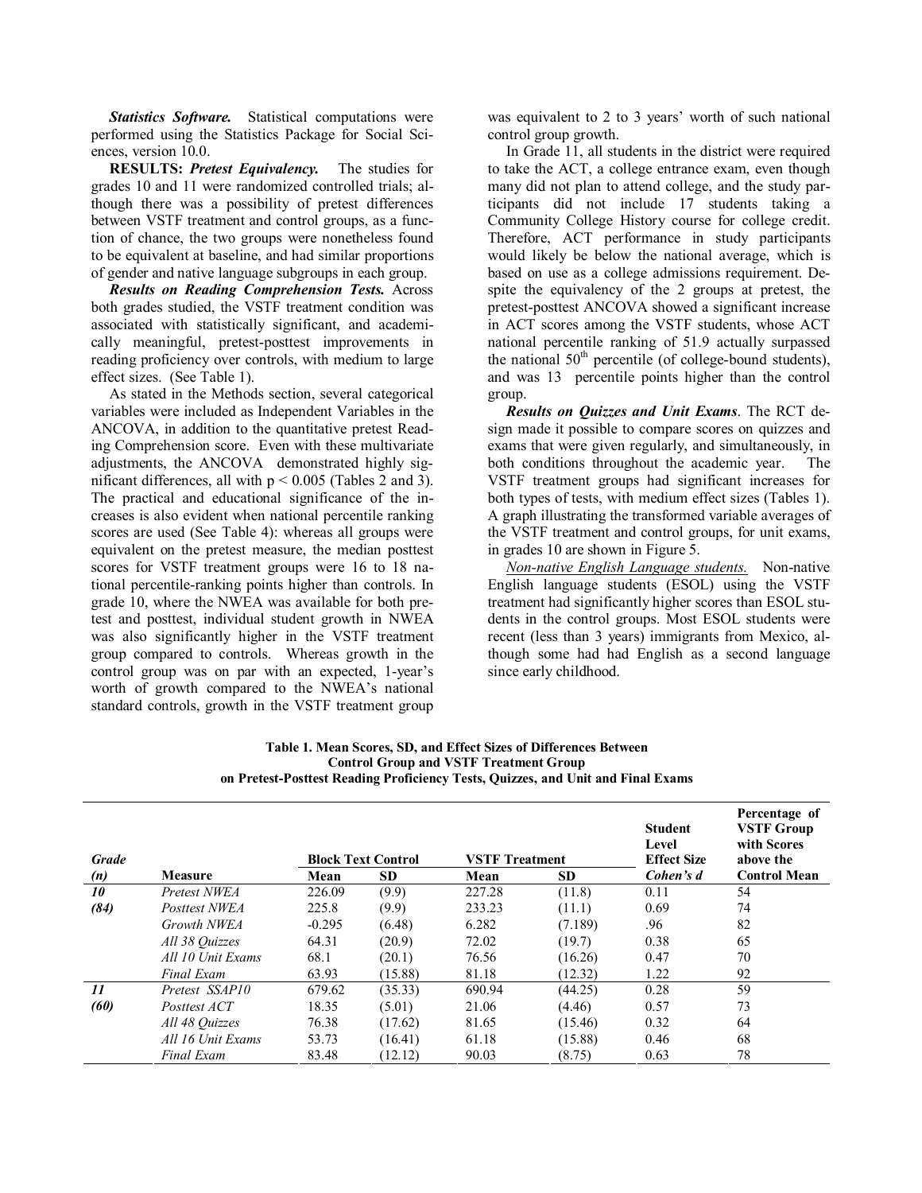***Statistics Software.*** Statistical computations were performed using the Statistics Package for Social Sciences, version 10.0.

**RESULTS:** ***Pretest Equivalency.*** The studies for grades 10 and 11 were randomized controlled trials; although there was a possibility of pretest differences between VSTF treatment and control groups, as a function of chance, the two groups were nonetheless found to be equivalent at baseline, and had similar proportions of gender and native language subgroups in each group.

***Results on Reading Comprehension Tests.*** Across both grades studied, the VSTF treatment condition was associated with statistically significant, and academically meaningful, pretest-posttest improvements in reading proficiency over controls, with medium to large effect sizes. (See Table 1).

As stated in the Methods section, several categorical variables were included as Independent Variables in the ANCOVA, in addition to the quantitative pretest Reading Comprehension score. Even with these multivariate adjustments, the ANCOVA demonstrated highly significant differences, all with $p < 0.005$ (Tables 2 and 3). The practical and educational significance of the increases is also evident when national percentile ranking scores are used (See Table 4): whereas all groups were equivalent on the pretest measure, the median posttest scores for VSTF treatment groups were 16 to 18 national percentile-ranking points higher than controls. In grade 10, where the NWEA was available for both pretest and posttest, individual student growth in NWEA was also significantly higher in the VSTF treatment group compared to controls. Whereas growth in the control group was on par with an expected, 1-year's worth of growth compared to the NWEA's national standard controls, growth in the VSTF treatment group was equivalent to 2 to 3 years' worth of such national control group growth.

In Grade 11, all students in the district were required to take the ACT, a college entrance exam, even though many did not plan to attend college, and the study participants did not include 17 students taking a Community College History course for college credit. Therefore, ACT performance in study participants would likely be below the national average, which is based on use as a college admissions requirement. Despite the equivalency of the 2 groups at pretest, the pretest-posttest ANCOVA showed a significant increase in ACT scores among the VSTF students, whose ACT national percentile ranking of 51.9 actually surpassed the national $50^{th}$ percentile (of college-bound students), and was 13 percentile points higher than the control group.

***Results on Quizzes and Unit Exams***. The RCT design made it possible to compare scores on quizzes and exams that were given regularly, and simultaneously, in both conditions throughout the academic year. The VSTF treatment groups had significant increases for both types of tests, with medium effect sizes (Tables 1). A graph illustrating the transformed variable averages of the VSTF treatment and control groups, for unit exams, in grades 10 are shown in Figure 5.

*Non-native English Language students.* Non-native English language students (ESOL) using the VSTF treatment had significantly higher scores than ESOL students in the control groups. Most ESOL students were recent (less than 3 years) immigrants from Mexico, although some had had English as a second language since early childhood.

**Table 1. Mean Scores, SD, and Effect Sizes of Differences Between Control Group and VSTF Treatment Group on Pretest-Posttest Reading Proficiency Tests, Quizzes, and Unit and Final Exams**

| ***Grade (n)*** | **Measure** | **Block Text Control** | | **VSTF Treatment** | | **Student Level Effect Size** | **Percentage of VSTF Group with Scores above the Control Mean** |
|---|---|---|---|---|---|---|---|
| | | **Mean** | **SD** | **Mean** | **SD** | ***Cohen's d*** | |
| ***10*** | *Pretest NWEA* | 226.09 | (9.9) | 227.28 | (11.8) | 0.11 | 54 |
| ***(84)*** | *Posttest NWEA* | 225.8 | (9.9) | 233.23 | (11.1) | 0.69 | 74 |
| | *Growth NWEA* | -0.295 | (6.48) | 6.282 | (7.189) | .96 | 82 |
| | *All 38 Quizzes* | 64.31 | (20.9) | 72.02 | (19.7) | 0.38 | 65 |
| | *All 10 Unit Exams* | 68.1 | (20.1) | 76.56 | (16.26) | 0.47 | 70 |
| | *Final Exam* | 63.93 | (15.88) | 81.18 | (12.32) | 1.22 | 92 |
| ***11*** | *Pretest SSAP10* | 679.62 | (35.33) | 690.94 | (44.25) | 0.28 | 59 |
| ***(60)*** | *Posttest ACT* | 18.35 | (5.01) | 21.06 | (4.46) | 0.57 | 73 |
| | *All 48 Quizzes* | 76.38 | (17.62) | 81.65 | (15.46) | 0.32 | 64 |
| | *All 16 Unit Exams* | 53.73 | (16.41) | 61.18 | (15.88) | 0.46 | 68 |
| | *Final Exam* | 83.48 | (12.12) | 90.03 | (8.75) | 0.63 | 78 |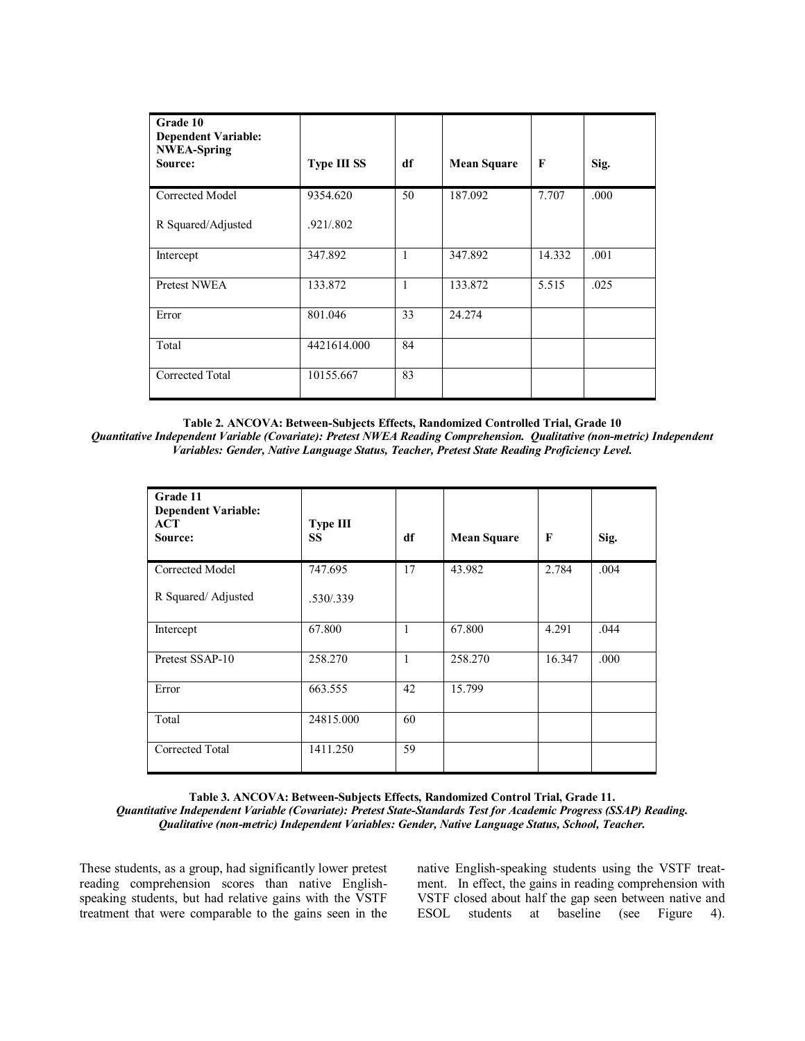| Grade 10 Dependent Variable: NWEA-Spring Source: | Type III SS | df | Mean Square | F | Sig. |
|---|---|---|---|---|---|
| Corrected Model | 9354.620 | 50 | 187.092 | 7.707 | .000 |
| R Squared/Adjusted | .921/.802 | | | | |
| Intercept | 347.892 | 1 | 347.892 | 14.332 | .001 |
| Pretest NWEA | 133.872 | 1 | 133.872 | 5.515 | .025 |
| Error | 801.046 | 33 | 24.274 | | |
| Total | 4421614.000 | 84 | | | |
| Corrected Total | 10155.667 | 83 | | | |

**Table 2. ANCOVA: Between-Subjects Effects, Randomized Controlled Trial, Grade 10**
***Quantitative Independent Variable (Covariate): Pretest NWEA Reading Comprehension. Qualitative (non-metric) Independent Variables: Gender, Native Language Status, Teacher, Pretest State Reading Proficiency Level.***

| Grade 11 Dependent Variable: ACT Source: | Type III SS | df | Mean Square | F | Sig. |
|---|---|---|---|---|---|
| Corrected Model | 747.695 | 17 | 43.982 | 2.784 | .004 |
| R Squared/ Adjusted | .530/.339 | | | | |
| Intercept | 67.800 | 1 | 67.800 | 4.291 | .044 |
| Pretest SSAP-10 | 258.270 | 1 | 258.270 | 16.347 | .000 |
| Error | 663.555 | 42 | 15.799 | | |
| Total | 24815.000 | 60 | | | |
| Corrected Total | 1411.250 | 59 | | | |

**Table 3. ANCOVA: Between-Subjects Effects, Randomized Control Trial, Grade 11.**
***Quantitative Independent Variable (Covariate): Pretest State-Standards Test for Academic Progress (SSAP) Reading. Qualitative (non-metric) Independent Variables: Gender, Native Language Status, School, Teacher.***

These students, as a group, had significantly lower pretest reading comprehension scores than native English-speaking students, but had relative gains with the VSTF treatment that were comparable to the gains seen in the native English-speaking students using the VSTF treatment. In effect, the gains in reading comprehension with VSTF closed about half the gap seen between native and ESOL students at baseline (see Figure 4).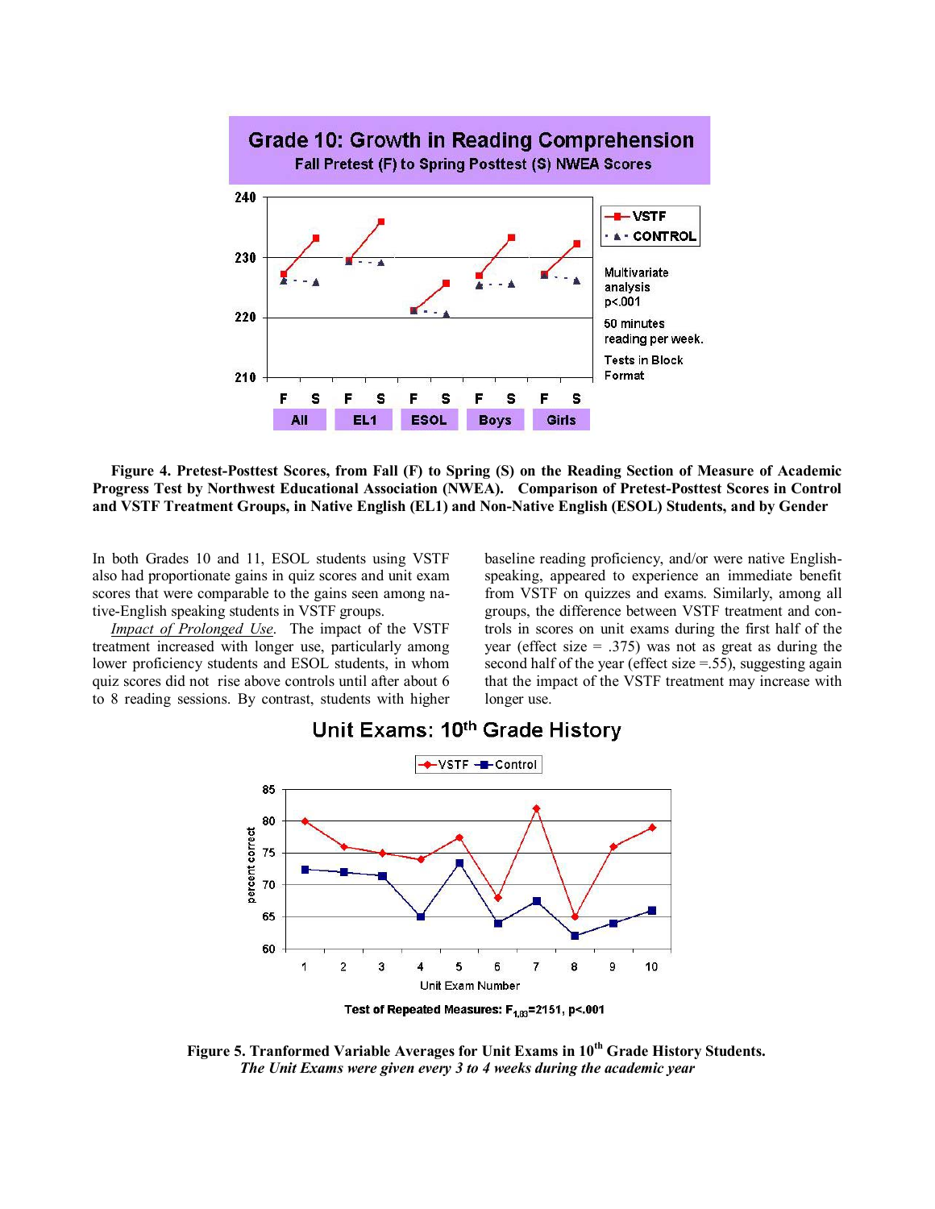**Figure 4. Pretest-Posttest Scores, from Fall (F) to Spring (S) on the Reading Section of Measure of Academic Progress Test by Northwest Educational Association (NWEA). Comparison of Pretest-Posttest Scores in Control and VSTF Treatment Groups, in Native English (EL1) and Non-Native English (ESOL) Students, and by Gender**

In both Grades 10 and 11, ESOL students using VSTF also had proportionate gains in quiz scores and unit exam scores that were comparable to the gains seen among native-English speaking students in VSTF groups.

*Impact of Prolonged Use*. The impact of the VSTF treatment increased with longer use, particularly among lower proficiency students and ESOL students, in whom quiz scores did not rise above controls until after about 6 to 8 reading sessions. By contrast, students with higher baseline reading proficiency, and/or were native English-speaking, appeared to experience an immediate benefit from VSTF on quizzes and exams. Similarly, among all groups, the difference between VSTF treatment and controls in scores on unit exams during the first half of the year (effect size = .375) was not as great as during the second half of the year (effect size =.55), suggesting again that the impact of the VSTF treatment may increase with longer use.

**Figure 5. Tranformed Variable Averages for Unit Exams in 10th Grade History Students.**
*The Unit Exams were given every 3 to 4 weeks during the academic year*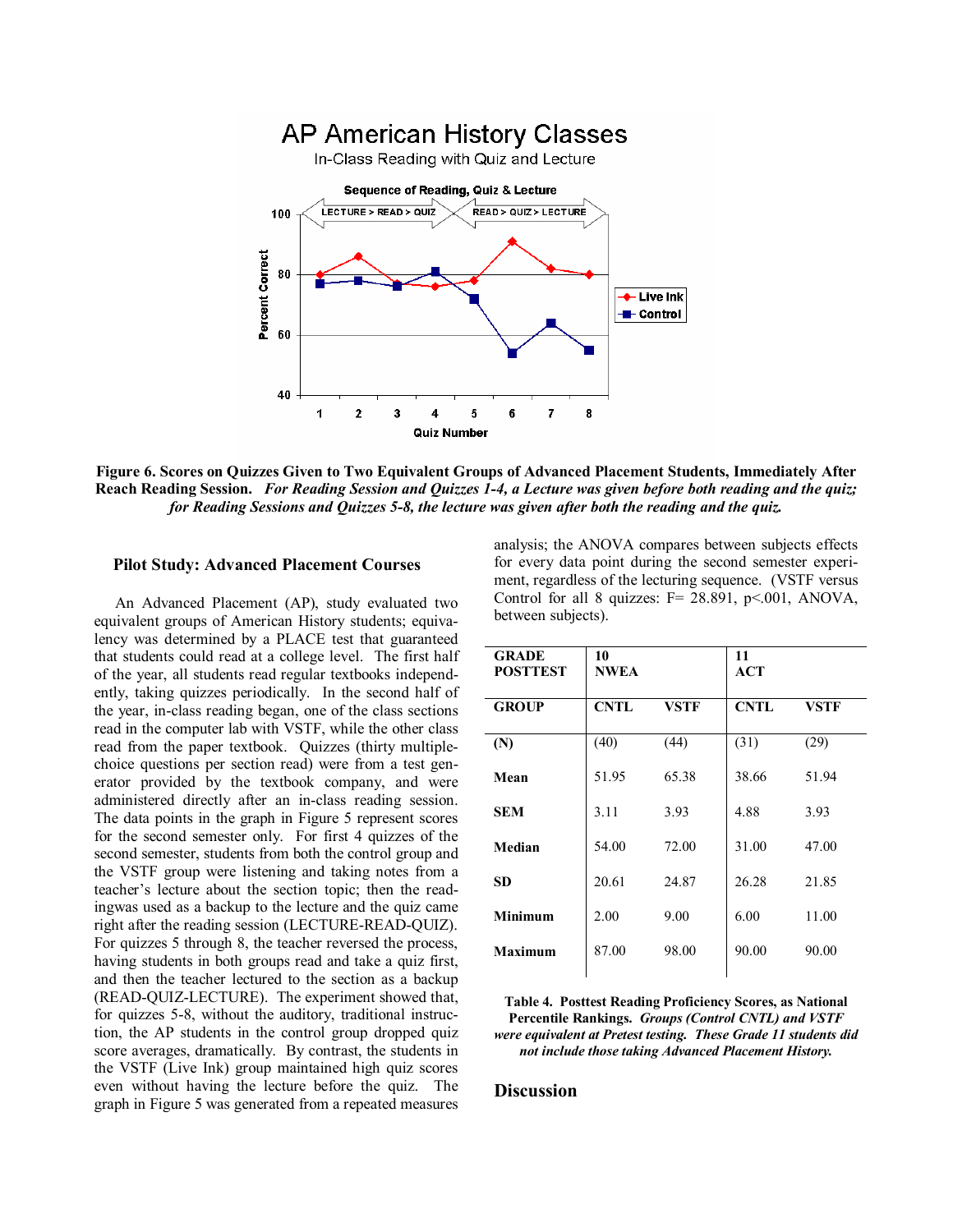Figure 6. Scores on Quizzes Given to Two Equivalent Groups of Advanced Placement Students, Immediately After Reach Reading Session. *For Reading Session and Quizzes 1-4, a Lecture was given before both reading and the quiz; for Reading Sessions and Quizzes 5-8, the lecture was given after both the reading and the quiz.*

### Pilot Study: Advanced Placement Courses

An Advanced Placement (AP), study evaluated two equivalent groups of American History students; equivalency was determined by a PLACE test that guaranteed that students could read at a college level. The first half of the year, all students read regular textbooks independently, taking quizzes periodically. In the second half of the year, in-class reading began, one of the class sections read in the computer lab with VSTF, while the other class read from the paper textbook. Quizzes (thirty multiple-choice questions per section read) were from a test generator provided by the textbook company, and were administered directly after an in-class reading session. The data points in the graph in Figure 5 represent scores for the second semester only. For first 4 quizzes of the second semester, students from both the control group and the VSTF group were listening and taking notes from a teacher's lecture about the section topic; then the readingwas used as a backup to the lecture and the quiz came right after the reading session (LECTURE-READ-QUIZ). For quizzes 5 through 8, the teacher reversed the process, having students in both groups read and take a quiz first, and then the teacher lectured to the section as a backup (READ-QUIZ-LECTURE). The experiment showed that, for quizzes 5-8, without the auditory, traditional instruction, the AP students in the control group dropped quiz score averages, dramatically. By contrast, the students in the VSTF (Live Ink) group maintained high quiz scores even without having the lecture before the quiz. The graph in Figure 5 was generated from a repeated measures analysis; the ANOVA compares between subjects effects for every data point during the second semester experiment, regardless of the lecturing sequence. (VSTF versus Control for all 8 quizzes: $F = 28.891$, $p < .001$, ANOVA, between subjects).

| GRADE POSTTEST | 10 NWEA | | 11 ACT | |
|---|---|---|---|---|
| GROUP | CNTL | VSTF | CNTL | VSTF |
| (N) | (40) | (44) | (31) | (29) |
| Mean | 51.95 | 65.38 | 38.66 | 51.94 |
| SEM | 3.11 | 3.93 | 4.88 | 3.93 |
| Median | 54.00 | 72.00 | 31.00 | 47.00 |
| SD | 20.61 | 24.87 | 26.28 | 21.85 |
| Minimum | 2.00 | 9.00 | 6.00 | 11.00 |
| Maximum | 87.00 | 98.00 | 90.00 | 90.00 |

**Table 4. Posttest Reading Proficiency Scores, as National Percentile Rankings.** *Groups (Control CNTL) and VSTF were equivalent at Pretest testing. These Grade 11 students did not include those taking Advanced Placement History.*

## Discussion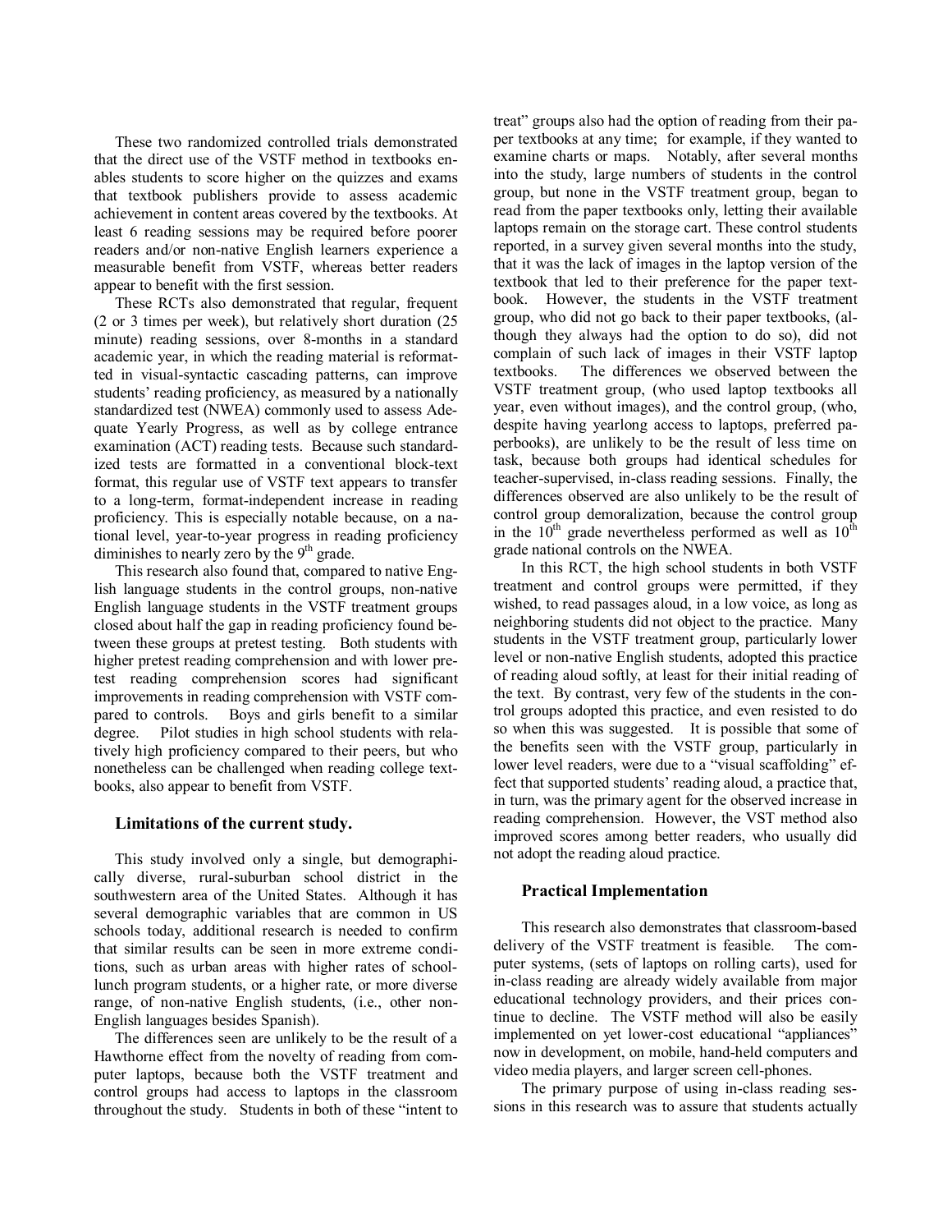These two randomized controlled trials demonstrated that the direct use of the VSTF method in textbooks enables students to score higher on the quizzes and exams that textbook publishers provide to assess academic achievement in content areas covered by the textbooks. At least 6 reading sessions may be required before poorer readers and/or non-native English learners experience a measurable benefit from VSTF, whereas better readers appear to benefit with the first session.

These RCTs also demonstrated that regular, frequent (2 or 3 times per week), but relatively short duration (25 minute) reading sessions, over 8-months in a standard academic year, in which the reading material is reformatted in visual-syntactic cascading patterns, can improve students' reading proficiency, as measured by a nationally standardized test (NWEA) commonly used to assess Adequate Yearly Progress, as well as by college entrance examination (ACT) reading tests. Because such standardized tests are formatted in a conventional block-text format, this regular use of VSTF text appears to transfer to a long-term, format-independent increase in reading proficiency. This is especially notable because, on a national level, year-to-year progress in reading proficiency diminishes to nearly zero by the 9th grade.

This research also found that, compared to native English language students in the control groups, non-native English language students in the VSTF treatment groups closed about half the gap in reading proficiency found between these groups at pretest testing. Both students with higher pretest reading comprehension and with lower pretest reading comprehension scores had significant improvements in reading comprehension with VSTF compared to controls. Boys and girls benefit to a similar degree. Pilot studies in high school students with relatively high proficiency compared to their peers, but who nonetheless can be challenged when reading college textbooks, also appear to benefit from VSTF.

### Limitations of the current study.

This study involved only a single, but demographically diverse, rural-suburban school district in the southwestern area of the United States. Although it has several demographic variables that are common in US schools today, additional research is needed to confirm that similar results can be seen in more extreme conditions, such as urban areas with higher rates of school-lunch program students, or a higher rate, or more diverse range, of non-native English students, (i.e., other non-English languages besides Spanish).

The differences seen are unlikely to be the result of a Hawthorne effect from the novelty of reading from computer laptops, because both the VSTF treatment and control groups had access to laptops in the classroom throughout the study. Students in both of these "intent to treat" groups also had the option of reading from their paper textbooks at any time; for example, if they wanted to examine charts or maps. Notably, after several months into the study, large numbers of students in the control group, but none in the VSTF treatment group, began to read from the paper textbooks only, letting their available laptops remain on the storage cart. These control students reported, in a survey given several months into the study, that it was the lack of images in the laptop version of the textbook that led to their preference for the paper textbook. However, the students in the VSTF treatment group, who did not go back to their paper textbooks, (although they always had the option to do so), did not complain of such lack of images in their VSTF laptop textbooks. The differences we observed between the VSTF treatment group, (who used laptop textbooks all year, even without images), and the control group, (who, despite having yearlong access to laptops, preferred paperbooks), are unlikely to be the result of less time on task, because both groups had identical schedules for teacher-supervised, in-class reading sessions. Finally, the differences observed are also unlikely to be the result of control group demoralization, because the control group in the 10th grade nevertheless performed as well as 10th grade national controls on the NWEA.

In this RCT, the high school students in both VSTF treatment and control groups were permitted, if they wished, to read passages aloud, in a low voice, as long as neighboring students did not object to the practice. Many students in the VSTF treatment group, particularly lower level or non-native English students, adopted this practice of reading aloud softly, at least for their initial reading of the text. By contrast, very few of the students in the control groups adopted this practice, and even resisted to do so when this was suggested. It is possible that some of the benefits seen with the VSTF group, particularly in lower level readers, were due to a "visual scaffolding" effect that supported students' reading aloud, a practice that, in turn, was the primary agent for the observed increase in reading comprehension. However, the VST method also improved scores among better readers, who usually did not adopt the reading aloud practice.

### Practical Implementation

This research also demonstrates that classroom-based delivery of the VSTF treatment is feasible. The computer systems, (sets of laptops on rolling carts), used for in-class reading are already widely available from major educational technology providers, and their prices continue to decline. The VSTF method will also be easily implemented on yet lower-cost educational "appliances" now in development, on mobile, hand-held computers and video media players, and larger screen cell-phones.

The primary purpose of using in-class reading sessions in this research was to assure that students actually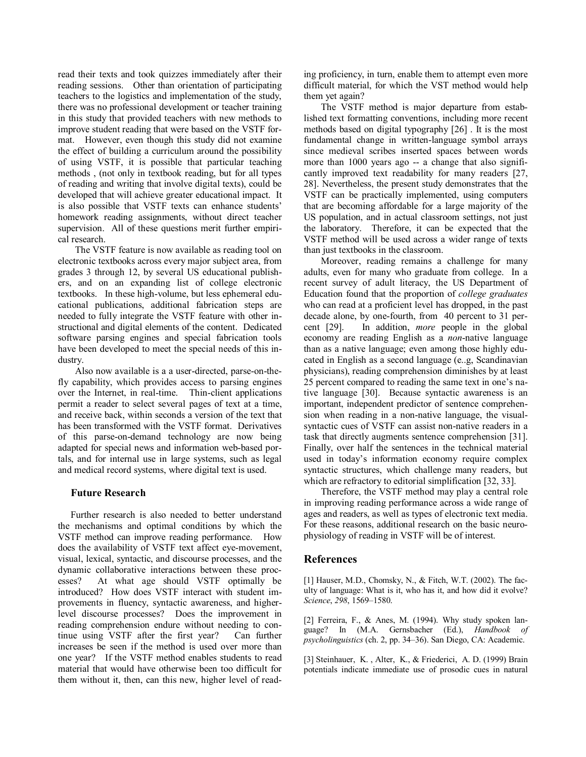read their texts and took quizzes immediately after their reading sessions. Other than orientation of participating teachers to the logistics and implementation of the study, there was no professional development or teacher training in this study that provided teachers with new methods to improve student reading that were based on the VSTF format. However, even though this study did not examine the effect of building a curriculum around the possibility of using VSTF, it is possible that particular teaching methods , (not only in textbook reading, but for all types of reading and writing that involve digital texts), could be developed that will achieve greater educational impact. It is also possible that VSTF texts can enhance students' homework reading assignments, without direct teacher supervision. All of these questions merit further empirical research.

The VSTF feature is now available as reading tool on electronic textbooks across every major subject area, from grades 3 through 12, by several US educational publishers, and on an expanding list of college electronic textbooks. In these high-volume, but less ephemeral educational publications, additional fabrication steps are needed to fully integrate the VSTF feature with other instructional and digital elements of the content. Dedicated software parsing engines and special fabrication tools have been developed to meet the special needs of this industry.

Also now available is a a user-directed, parse-on-the-fly capability, which provides access to parsing engines over the Internet, in real-time. Thin-client applications permit a reader to select several pages of text at a time, and receive back, within seconds a version of the text that has been transformed with the VSTF format. Derivatives of this parse-on-demand technology are now being adapted for special news and information web-based portals, and for internal use in large systems, such as legal and medical record systems, where digital text is used.

### Future Research

Further research is also needed to better understand the mechanisms and optimal conditions by which the VSTF method can improve reading performance. How does the availability of VSTF text affect eye-movement, visual, lexical, syntactic, and discourse processes, and the dynamic collaborative interactions between these processes? At what age should VSTF optimally be introduced? How does VSTF interact with student improvements in fluency, syntactic awareness, and higher-level discourse processes? Does the improvement in reading comprehension endure without needing to continue using VSTF after the first year? Can further increases be seen if the method is used over more than one year? If the VSTF method enables students to read material that would have otherwise been too difficult for them without it, then, can this new, higher level of reading proficiency, in turn, enable them to attempt even more difficult material, for which the VST method would help them yet again?

The VSTF method is major departure from established text formatting conventions, including more recent methods based on digital typography [26] . It is the most fundamental change in written-language symbol arrays since medieval scribes inserted spaces between words more than 1000 years ago -- a change that also significantly improved text readability for many readers [27, 28]. Nevertheless, the present study demonstrates that the VSTF can be practically implemented, using computers that are becoming affordable for a large majority of the US population, and in actual classroom settings, not just the laboratory. Therefore, it can be expected that the VSTF method will be used across a wider range of texts than just textbooks in the classroom.

Moreover, reading remains a challenge for many adults, even for many who graduate from college. In a recent survey of adult literacy, the US Department of Education found that the proportion of *college graduates* who can read at a proficient level has dropped, in the past decade alone, by one-fourth, from 40 percent to 31 percent [29]. In addition, *more* people in the global economy are reading English as a *non*-native language than as a native language; even among those highly educated in English as a second language (e..g, Scandinavian physicians), reading comprehension diminishes by at least 25 percent compared to reading the same text in one's native language [30]. Because syntactic awareness is an important, independent predictor of sentence comprehension when reading in a non-native language, the visual-syntactic cues of VSTF can assist non-native readers in a task that directly augments sentence comprehension [31]. Finally, over half the sentences in the technical material used in today's information economy require complex syntactic structures, which challenge many readers, but which are refractory to editorial simplification [32, 33].

Therefore, the VSTF method may play a central role in improving reading performance across a wide range of ages and readers, as well as types of electronic text media. For these reasons, additional research on the basic neurophysiology of reading in VSTF will be of interest.

## References

[1] Hauser, M.D., Chomsky, N., & Fitch, W.T. (2002). The faculty of language: What is it, who has it, and how did it evolve? *Science*, *298*, 1569–1580.

[2] Ferreira, F., & Anes, M. (1994). Why study spoken language? In (M.A. Gernsbacher (Ed.), *Handbook of psycholinguistics* (ch. 2, pp. 34–36). San Diego, CA: Academic.

[3] Steinhauer, K. , Alter, K., & Friederici, A. D. (1999) Brain potentials indicate immediate use of prosodic cues in natural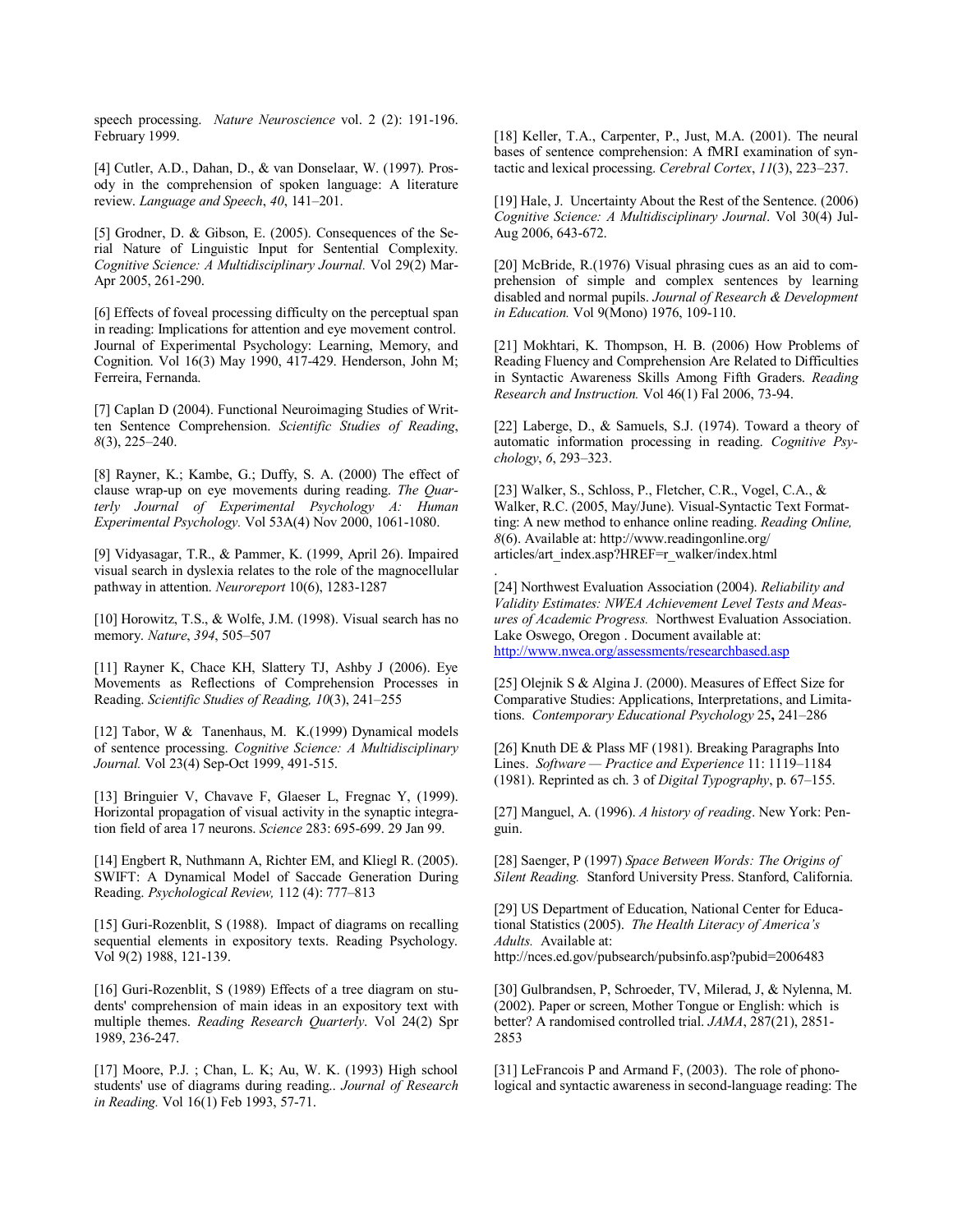speech processing. *Nature Neuroscience* vol. 2 (2): 191-196. February 1999.

[4] Cutler, A.D., Dahan, D., & van Donselaar, W. (1997). Prosody in the comprehension of spoken language: A literature review. *Language and Speech*, *40*, 141–201.

[5] Grodner, D. & Gibson, E. (2005). Consequences of the Serial Nature of Linguistic Input for Sentential Complexity. *Cognitive Science: A Multidisciplinary Journal.* Vol 29(2) Mar-Apr 2005, 261-290.

[6] Effects of foveal processing difficulty on the perceptual span in reading: Implications for attention and eye movement control. Journal of Experimental Psychology: Learning, Memory, and Cognition. Vol 16(3) May 1990, 417-429. Henderson, John M; Ferreira, Fernanda.

[7] Caplan D (2004). Functional Neuroimaging Studies of Written Sentence Comprehension. *Scientific Studies of Reading*, *8*(3), 225–240.

[8] Rayner, K.; Kambe, G.; Duffy, S. A. (2000) The effect of clause wrap-up on eye movements during reading. *The Quarterly Journal of Experimental Psychology A: Human Experimental Psychology.* Vol 53A(4) Nov 2000, 1061-1080.

[9] Vidyasagar, T.R., & Pammer, K. (1999, April 26). Impaired visual search in dyslexia relates to the role of the magnocellular pathway in attention. *Neuroreport* 10(6), 1283-1287

[10] Horowitz, T.S., & Wolfe, J.M. (1998). Visual search has no memory. *Nature*, *394*, 505–507

[11] Rayner K, Chace KH, Slattery TJ, Ashby J (2006). Eye Movements as Reflections of Comprehension Processes in Reading. *Scientific Studies of Reading, 10*(3), 241–255

[12] Tabor, W & Tanenhaus, M. K.(1999) Dynamical models of sentence processing. *Cognitive Science: A Multidisciplinary Journal.* Vol 23(4) Sep-Oct 1999, 491-515.

[13] Bringuier V, Chavave F, Glaeser L, Fregnac Y, (1999). Horizontal propagation of visual activity in the synaptic integration field of area 17 neurons. *Science* 283: 695-699. 29 Jan 99.

[14] Engbert R, Nuthmann A, Richter EM, and Kliegl R. (2005). SWIFT: A Dynamical Model of Saccade Generation During Reading. *Psychological Review,* 112 (4): 777–813

[15] Guri-Rozenblit, S (1988). Impact of diagrams on recalling sequential elements in expository texts. Reading Psychology. Vol 9(2) 1988, 121-139.

[16] Guri-Rozenblit, S (1989) Effects of a tree diagram on students' comprehension of main ideas in an expository text with multiple themes. *Reading Research Quarterly*. Vol 24(2) Spr 1989, 236-247.

[17] Moore, P.J. ; Chan, L. K; Au, W. K. (1993) High school students' use of diagrams during reading.. *Journal of Research in Reading.* Vol 16(1) Feb 1993, 57-71.

[18] Keller, T.A., Carpenter, P., Just, M.A. (2001). The neural bases of sentence comprehension: A fMRI examination of syntactic and lexical processing. *Cerebral Cortex*, *11*(3), 223–237.

[19] Hale, J. Uncertainty About the Rest of the Sentence. (2006) *Cognitive Science: A Multidisciplinary Journal*. Vol 30(4) Jul-Aug 2006, 643-672.

[20] McBride, R.(1976) Visual phrasing cues as an aid to comprehension of simple and complex sentences by learning disabled and normal pupils. *Journal of Research & Development in Education.* Vol 9(Mono) 1976, 109-110.

[21] Mokhtari, K. Thompson, H. B. (2006) How Problems of Reading Fluency and Comprehension Are Related to Difficulties in Syntactic Awareness Skills Among Fifth Graders. *Reading Research and Instruction.* Vol 46(1) Fal 2006, 73-94.

[22] Laberge, D., & Samuels, S.J. (1974). Toward a theory of automatic information processing in reading. *Cognitive Psychology*, *6*, 293–323.

[23] Walker, S., Schloss, P., Fletcher, C.R., Vogel, C.A., & Walker, R.C. (2005, May/June). Visual-Syntactic Text Formatting: A new method to enhance online reading. *Reading Online, 8*(6). Available at: http://www.readingonline.org/articles/art_index.asp?HREF=r_walker/index.html

[24] Northwest Evaluation Association (2004). *Reliability and Validity Estimates: NWEA Achievement Level Tests and Measures of Academic Progress.* Northwest Evaluation Association. Lake Oswego, Oregon . Document available at: http://www.nwea.org/assessments/researchbased.asp

[25] Olejnik S & Algina J. (2000). Measures of Effect Size for Comparative Studies: Applications, Interpretations, and Limitations. *Contemporary Educational Psychology* 25**,** 241–286

[26] Knuth DE & Plass MF (1981). Breaking Paragraphs Into Lines. *Software — Practice and Experience* 11: 1119–1184 (1981). Reprinted as ch. 3 of *Digital Typography*, p. 67–155.

[27] Manguel, A. (1996). *A history of reading*. New York: Penguin.

[28] Saenger, P (1997) *Space Between Words: The Origins of Silent Reading.* Stanford University Press. Stanford, California.

[29] US Department of Education, National Center for Educational Statistics (2005). *The Health Literacy of America's Adults.* Available at: http://nces.ed.gov/pubsearch/pubsinfo.asp?pubid=2006483

[30] Gulbrandsen, P, Schroeder, TV, Milerad, J, & Nylenna, M. (2002). Paper or screen, Mother Tongue or English: which is better? A randomised controlled trial. *JAMA*, 287(21), 2851-2853

[31] LeFrancois P and Armand F, (2003). The role of phonological and syntactic awareness in second-language reading: The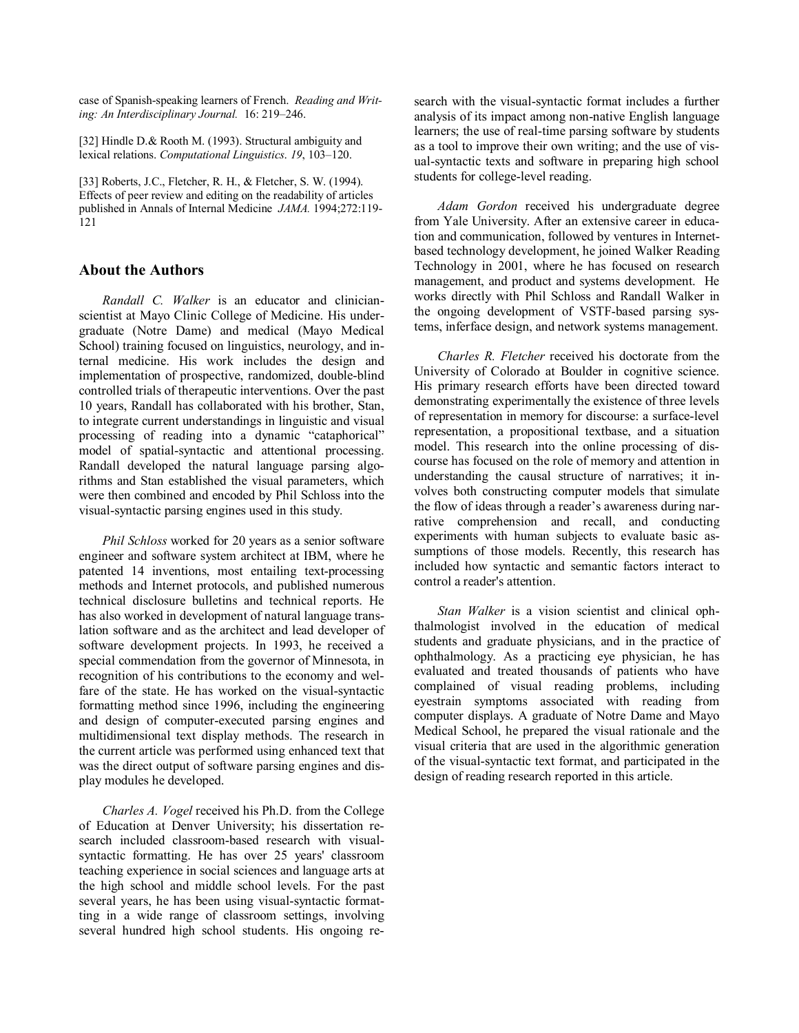case of Spanish-speaking learners of French. *Reading and Writing: An Interdisciplinary Journal.* 16: 219–246.

[32] Hindle D.& Rooth M. (1993). Structural ambiguity and lexical relations. *Computational Linguistics*. *19*, 103–120.

[33] Roberts, J.C., Fletcher, R. H., & Fletcher, S. W. (1994). Effects of peer review and editing on the readability of articles published in Annals of Internal Medicine *JAMA.* 1994;272:119-121

## About the Authors

*Randall C. Walker* is an educator and clinician-scientist at Mayo Clinic College of Medicine. His undergraduate (Notre Dame) and medical (Mayo Medical School) training focused on linguistics, neurology, and internal medicine. His work includes the design and implementation of prospective, randomized, double-blind controlled trials of therapeutic interventions. Over the past 10 years, Randall has collaborated with his brother, Stan, to integrate current understandings in linguistic and visual processing of reading into a dynamic "cataphorical" model of spatial-syntactic and attentional processing. Randall developed the natural language parsing algorithms and Stan established the visual parameters, which were then combined and encoded by Phil Schloss into the visual-syntactic parsing engines used in this study.

*Phil Schloss* worked for 20 years as a senior software engineer and software system architect at IBM, where he patented 14 inventions, most entailing text-processing methods and Internet protocols, and published numerous technical disclosure bulletins and technical reports. He has also worked in development of natural language translation software and as the architect and lead developer of software development projects. In 1993, he received a special commendation from the governor of Minnesota, in recognition of his contributions to the economy and welfare of the state. He has worked on the visual-syntactic formatting method since 1996, including the engineering and design of computer-executed parsing engines and multidimensional text display methods. The research in the current article was performed using enhanced text that was the direct output of software parsing engines and display modules he developed.

*Charles A. Vogel* received his Ph.D. from the College of Education at Denver University; his dissertation research included classroom-based research with visual-syntactic formatting. He has over 25 years' classroom teaching experience in social sciences and language arts at the high school and middle school levels. For the past several years, he has been using visual-syntactic formatting in a wide range of classroom settings, involving several hundred high school students. His ongoing research with the visual-syntactic format includes a further analysis of its impact among non-native English language learners; the use of real-time parsing software by students as a tool to improve their own writing; and the use of visual-syntactic texts and software in preparing high school students for college-level reading.

*Adam Gordon* received his undergraduate degree from Yale University. After an extensive career in education and communication, followed by ventures in Internet-based technology development, he joined Walker Reading Technology in 2001, where he has focused on research management, and product and systems development. He works directly with Phil Schloss and Randall Walker in the ongoing development of VSTF-based parsing systems, inferface design, and network systems management.

*Charles R. Fletcher* received his doctorate from the University of Colorado at Boulder in cognitive science. His primary research efforts have been directed toward demonstrating experimentally the existence of three levels of representation in memory for discourse: a surface-level representation, a propositional textbase, and a situation model. This research into the online processing of discourse has focused on the role of memory and attention in understanding the causal structure of narratives; it involves both constructing computer models that simulate the flow of ideas through a reader's awareness during narrative comprehension and recall, and conducting experiments with human subjects to evaluate basic assumptions of those models. Recently, this research has included how syntactic and semantic factors interact to control a reader's attention.

*Stan Walker* is a vision scientist and clinical ophthalmologist involved in the education of medical students and graduate physicians, and in the practice of ophthalmology. As a practicing eye physician, he has evaluated and treated thousands of patients who have complained of visual reading problems, including eyestrain symptoms associated with reading from computer displays. A graduate of Notre Dame and Mayo Medical School, he prepared the visual rationale and the visual criteria that are used in the algorithmic generation of the visual-syntactic text format, and participated in the design of reading research reported in this article.